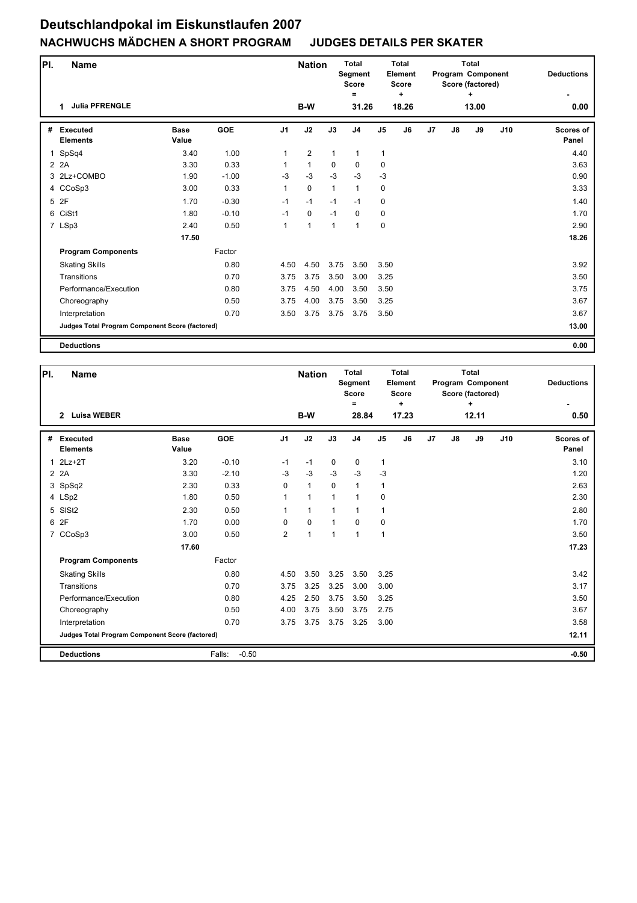# Deutschlandpokal im Eiskunstlaufen 2007

## NACHWUCHS MÄDCHEN A SHORT PROGRAM JUDGES DETAILS PER SKATER

| Pl. | Name | Nation | Total Segment Score = | Total Element Score + | Total Program Component Score (factored) + | Deductions - |
|---|---|---|---|---|---|---|
| 1 | Julia PFRENGLE | B-W | 31.26 | 18.26 | 13.00 | 0.00 |

| # | Executed Elements | Base Value | GOE | J1 | J2 | J3 | J4 | J5 | J6 | J7 | J8 | J9 | J10 | Scores of Panel |
|---|---|---|---|---|---|---|---|---|---|---|---|---|---|---|
| 1 | SpSq4 | 3.40 | 1.00 | 1 | 2 | 1 | 1 | 1 | | | | | | 4.40 |
| 2 | 2A | 3.30 | 0.33 | 1 | 1 | 0 | 0 | 0 | | | | | | 3.63 |
| 3 | 2Lz+COMBO | 1.90 | -1.00 | -3 | -3 | -3 | -3 | -3 | | | | | | 0.90 |
| 4 | CCoSp3 | 3.00 | 0.33 | 1 | 0 | 1 | 1 | 0 | | | | | | 3.33 |
| 5 | 2F | 1.70 | -0.30 | -1 | -1 | -1 | -1 | 0 | | | | | | 1.40 |
| 6 | CiSt1 | 1.80 | -0.10 | -1 | 0 | -1 | 0 | 0 | | | | | | 1.70 |
| 7 | LSp3 | 2.40 | 0.50 | 1 | 1 | 1 | 1 | 0 | | | | | | 2.90 |
| | | 17.50 | | | | | | | | | | | | 18.26 |
| | **Program Components** | | Factor | | | | | | | | | | | |
| | Skating Skills | | 0.80 | 4.50 | 4.50 | 3.75 | 3.50 | 3.50 | | | | | | 3.92 |
| | Transitions | | 0.70 | 3.75 | 3.75 | 3.50 | 3.00 | 3.25 | | | | | | 3.50 |
| | Performance/Execution | | 0.80 | 3.75 | 4.50 | 4.00 | 3.50 | 3.50 | | | | | | 3.75 |
| | Choreography | | 0.50 | 3.75 | 4.00 | 3.75 | 3.50 | 3.25 | | | | | | 3.67 |
| | Interpretation | | 0.70 | 3.50 | 3.75 | 3.75 | 3.75 | 3.50 | | | | | | 3.67 |
| | **Judges Total Program Component Score (factored)** | | | | | | | | | | | | | 13.00 |
| | **Deductions** | | | | | | | | | | | | | 0.00 |

| Pl. | Name | Nation | Total Segment Score = | Total Element Score + | Total Program Component Score (factored) + | Deductions - |
|---|---|---|---|---|---|---|
| 2 | Luisa WEBER | B-W | 28.84 | 17.23 | 12.11 | 0.50 |

| # | Executed Elements | Base Value | GOE | J1 | J2 | J3 | J4 | J5 | J6 | J7 | J8 | J9 | J10 | Scores of Panel |
|---|---|---|---|---|---|---|---|---|---|---|---|---|---|---|
| 1 | 2Lz+2T | 3.20 | -0.10 | -1 | -1 | 0 | 0 | 1 | | | | | | 3.10 |
| 2 | 2A | 3.30 | -2.10 | -3 | -3 | -3 | -3 | -3 | | | | | | 1.20 |
| 3 | SpSq2 | 2.30 | 0.33 | 0 | 1 | 0 | 1 | 1 | | | | | | 2.63 |
| 4 | LSp2 | 1.80 | 0.50 | 1 | 1 | 1 | 1 | 0 | | | | | | 2.30 |
| 5 | SlSt2 | 2.30 | 0.50 | 1 | 1 | 1 | 1 | 1 | | | | | | 2.80 |
| 6 | 2F | 1.70 | 0.00 | 0 | 0 | 1 | 0 | 0 | | | | | | 1.70 |
| 7 | CCoSp3 | 3.00 | 0.50 | 2 | 1 | 1 | 1 | 1 | | | | | | 3.50 |
| | | 17.60 | | | | | | | | | | | | 17.23 |
| | **Program Components** | | Factor | | | | | | | | | | | |
| | Skating Skills | | 0.80 | 4.50 | 3.50 | 3.25 | 3.50 | 3.25 | | | | | | 3.42 |
| | Transitions | | 0.70 | 3.75 | 3.25 | 3.25 | 3.00 | 3.00 | | | | | | 3.17 |
| | Performance/Execution | | 0.80 | 4.25 | 2.50 | 3.75 | 3.50 | 3.25 | | | | | | 3.50 |
| | Choreography | | 0.50 | 4.00 | 3.75 | 3.50 | 3.75 | 2.75 | | | | | | 3.67 |
| | Interpretation | | 0.70 | 3.75 | 3.75 | 3.75 | 3.25 | 3.00 | | | | | | 3.58 |
| | **Judges Total Program Component Score (factored)** | | | | | | | | | | | | | 12.11 |
| | **Deductions** | | Falls: -0.50 | | | | | | | | | | | -0.50 |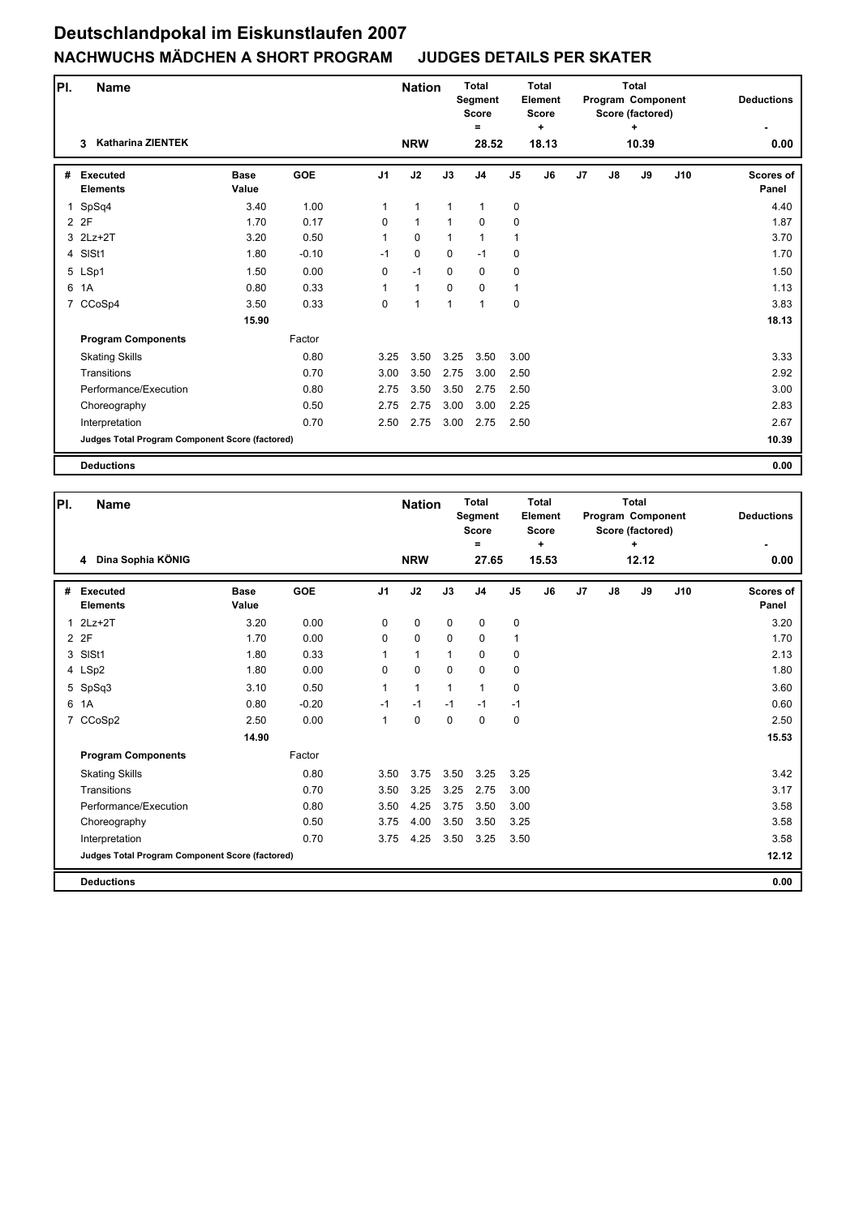# Deutschlandpokal im Eiskunstlaufen 2007

## NACHWUCHS MÄDCHEN A SHORT PROGRAM JUDGES DETAILS PER SKATER

| Pl. | Name | Nation | Total Segment Score = | Total Element Score + | Total Program Component Score (factored) + | Deductions - |
|---|---|---|---|---|---|---|
| 3 | Katharina ZIENTEK | NRW | 28.52 | 18.13 | 10.39 | 0.00 |

| # | Executed Elements | Base Value | GOE | J1 | J2 | J3 | J4 | J5 | J6 | J7 | J8 | J9 | J10 | Scores of Panel |
|---|---|---|---|---|---|---|---|---|---|---|---|---|---|---|
| 1 | SpSq4 | 3.40 | 1.00 | 1 | 1 | 1 | 1 | 0 | | | | | | 4.40 |
| 2 | 2F | 1.70 | 0.17 | 0 | 1 | 1 | 0 | 0 | | | | | | 1.87 |
| 3 | 2Lz+2T | 3.20 | 0.50 | 1 | 0 | 1 | 1 | 1 | | | | | | 3.70 |
| 4 | SlSt1 | 1.80 | -0.10 | -1 | 0 | 0 | -1 | 0 | | | | | | 1.70 |
| 5 | LSp1 | 1.50 | 0.00 | 0 | -1 | 0 | 0 | 0 | | | | | | 1.50 |
| 6 | 1A | 0.80 | 0.33 | 1 | 1 | 0 | 0 | 1 | | | | | | 1.13 |
| 7 | CCoSp4 | 3.50 | 0.33 | 0 | 1 | 1 | 1 | 0 | | | | | | 3.83 |
| | | 15.90 | | | | | | | | | | | | 18.13 |
| | **Program Components** | | Factor | | | | | | | | | | | |
| | Skating Skills | | 0.80 | 3.25 | 3.50 | 3.25 | 3.50 | 3.00 | | | | | | 3.33 |
| | Transitions | | 0.70 | 3.00 | 3.50 | 2.75 | 3.00 | 2.50 | | | | | | 2.92 |
| | Performance/Execution | | 0.80 | 2.75 | 3.50 | 3.50 | 2.75 | 2.50 | | | | | | 3.00 |
| | Choreography | | 0.50 | 2.75 | 2.75 | 3.00 | 3.00 | 2.25 | | | | | | 2.83 |
| | Interpretation | | 0.70 | 2.50 | 2.75 | 3.00 | 2.75 | 2.50 | | | | | | 2.67 |
| | **Judges Total Program Component Score (factored)** | | | | | | | | | | | | | 10.39 |
| | **Deductions** | | | | | | | | | | | | | 0.00 |

| Pl. | Name | Nation | Total Segment Score = | Total Element Score + | Total Program Component Score (factored) + | Deductions - |
|---|---|---|---|---|---|---|
| 4 | Dina Sophia KÖNIG | NRW | 27.65 | 15.53 | 12.12 | 0.00 |

| # | Executed Elements | Base Value | GOE | J1 | J2 | J3 | J4 | J5 | J6 | J7 | J8 | J9 | J10 | Scores of Panel |
|---|---|---|---|---|---|---|---|---|---|---|---|---|---|---|
| 1 | 2Lz+2T | 3.20 | 0.00 | 0 | 0 | 0 | 0 | 0 | | | | | | 3.20 |
| 2 | 2F | 1.70 | 0.00 | 0 | 0 | 0 | 0 | 1 | | | | | | 1.70 |
| 3 | SlSt1 | 1.80 | 0.33 | 1 | 1 | 1 | 0 | 0 | | | | | | 2.13 |
| 4 | LSp2 | 1.80 | 0.00 | 0 | 0 | 0 | 0 | 0 | | | | | | 1.80 |
| 5 | SpSq3 | 3.10 | 0.50 | 1 | 1 | 1 | 1 | 0 | | | | | | 3.60 |
| 6 | 1A | 0.80 | -0.20 | -1 | -1 | -1 | -1 | -1 | | | | | | 0.60 |
| 7 | CCoSp2 | 2.50 | 0.00 | 1 | 0 | 0 | 0 | 0 | | | | | | 2.50 |
| | | 14.90 | | | | | | | | | | | | 15.53 |
| | **Program Components** | | Factor | | | | | | | | | | | |
| | Skating Skills | | 0.80 | 3.50 | 3.75 | 3.50 | 3.25 | 3.25 | | | | | | 3.42 |
| | Transitions | | 0.70 | 3.50 | 3.25 | 3.25 | 2.75 | 3.00 | | | | | | 3.17 |
| | Performance/Execution | | 0.80 | 3.50 | 4.25 | 3.75 | 3.50 | 3.00 | | | | | | 3.58 |
| | Choreography | | 0.50 | 3.75 | 4.00 | 3.50 | 3.50 | 3.25 | | | | | | 3.58 |
| | Interpretation | | 0.70 | 3.75 | 4.25 | 3.50 | 3.25 | 3.50 | | | | | | 3.58 |
| | **Judges Total Program Component Score (factored)** | | | | | | | | | | | | | 12.12 |
| | **Deductions** | | | | | | | | | | | | | 0.00 |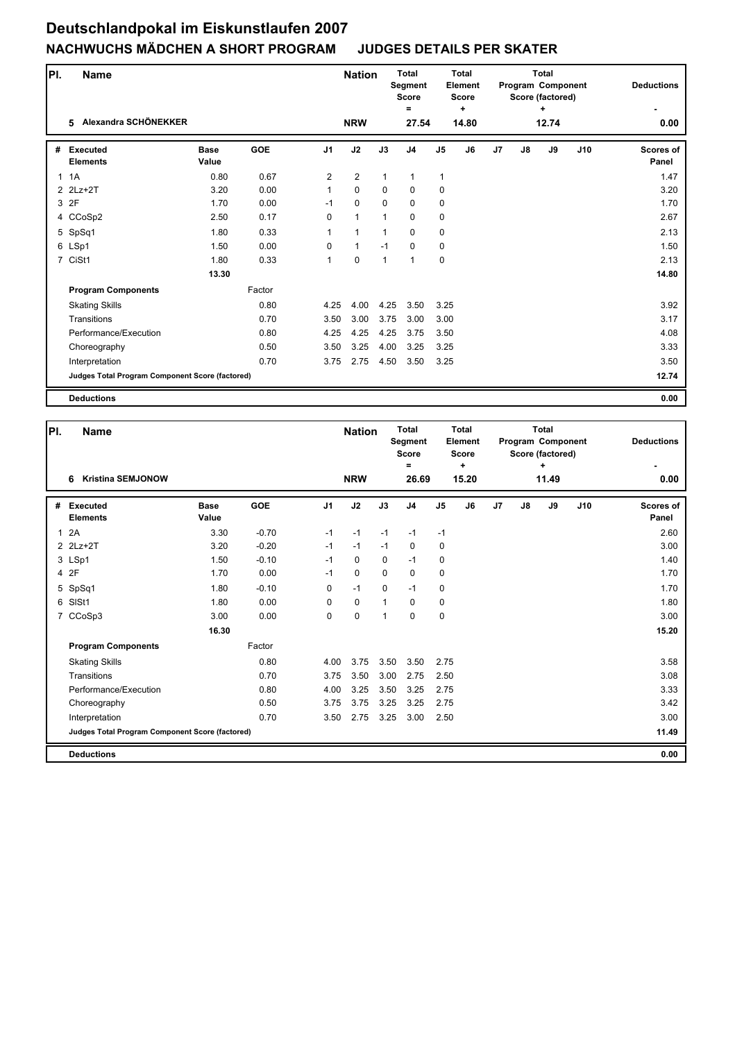# Deutschlandpokal im Eiskunstlaufen 2007

## NACHWUCHS MÄDCHEN A SHORT PROGRAM JUDGES DETAILS PER SKATER

| Pl. | Name | Nation | Total Segment Score = | Total Element Score + | Total Program Component Score (factored) + | Deductions - |
|---|---|---|---|---|---|---|
| 5 | Alexandra SCHÖNEKKER | NRW | 27.54 | 14.80 | 12.74 | 0.00 |

| # | Executed Elements | Base Value | GOE | J1 | J2 | J3 | J4 | J5 | J6 | J7 | J8 | J9 | J10 | Scores of Panel |
|---|---|---|---|---|---|---|---|---|---|---|---|---|---|---|
| 1 | 1A | 0.80 | 0.67 | 2 | 2 | 1 | 1 | 1 | | | | | | 1.47 |
| 2 | 2Lz+2T | 3.20 | 0.00 | 1 | 0 | 0 | 0 | 0 | | | | | | 3.20 |
| 3 | 2F | 1.70 | 0.00 | -1 | 0 | 0 | 0 | 0 | | | | | | 1.70 |
| 4 | CCoSp2 | 2.50 | 0.17 | 0 | 1 | 1 | 0 | 0 | | | | | | 2.67 |
| 5 | SpSq1 | 1.80 | 0.33 | 1 | 1 | 1 | 0 | 0 | | | | | | 2.13 |
| 6 | LSp1 | 1.50 | 0.00 | 0 | 1 | -1 | 0 | 0 | | | | | | 1.50 |
| 7 | CiSt1 | 1.80 | 0.33 | 1 | 0 | 1 | 1 | 0 | | | | | | 2.13 |
| | | 13.30 | | | | | | | | | | | | 14.80 |
| | **Program Components** | | Factor | | | | | | | | | | | |
| | Skating Skills | | 0.80 | 4.25 | 4.00 | 4.25 | 3.50 | 3.25 | | | | | | 3.92 |
| | Transitions | | 0.70 | 3.50 | 3.00 | 3.75 | 3.00 | 3.00 | | | | | | 3.17 |
| | Performance/Execution | | 0.80 | 4.25 | 4.25 | 4.25 | 3.75 | 3.50 | | | | | | 4.08 |
| | Choreography | | 0.50 | 3.50 | 3.25 | 4.00 | 3.25 | 3.25 | | | | | | 3.33 |
| | Interpretation | | 0.70 | 3.75 | 2.75 | 4.50 | 3.50 | 3.25 | | | | | | 3.50 |
| | **Judges Total Program Component Score (factored)** | | | | | | | | | | | | | 12.74 |
| | **Deductions** | | | | | | | | | | | | | 0.00 |

| Pl. | Name | Nation | Total Segment Score = | Total Element Score + | Total Program Component Score (factored) + | Deductions - |
|---|---|---|---|---|---|---|
| 6 | Kristina SEMJONOW | NRW | 26.69 | 15.20 | 11.49 | 0.00 |

| # | Executed Elements | Base Value | GOE | J1 | J2 | J3 | J4 | J5 | J6 | J7 | J8 | J9 | J10 | Scores of Panel |
|---|---|---|---|---|---|---|---|---|---|---|---|---|---|---|
| 1 | 2A | 3.30 | -0.70 | -1 | -1 | -1 | -1 | -1 | | | | | | 2.60 |
| 2 | 2Lz+2T | 3.20 | -0.20 | -1 | -1 | -1 | 0 | 0 | | | | | | 3.00 |
| 3 | LSp1 | 1.50 | -0.10 | -1 | 0 | 0 | -1 | 0 | | | | | | 1.40 |
| 4 | 2F | 1.70 | 0.00 | -1 | 0 | 0 | 0 | 0 | | | | | | 1.70 |
| 5 | SpSq1 | 1.80 | -0.10 | 0 | -1 | 0 | -1 | 0 | | | | | | 1.70 |
| 6 | SlSt1 | 1.80 | 0.00 | 0 | 0 | 1 | 0 | 0 | | | | | | 1.80 |
| 7 | CCoSp3 | 3.00 | 0.00 | 0 | 0 | 1 | 0 | 0 | | | | | | 3.00 |
| | | 16.30 | | | | | | | | | | | | 15.20 |
| | **Program Components** | | Factor | | | | | | | | | | | |
| | Skating Skills | | 0.80 | 4.00 | 3.75 | 3.50 | 3.50 | 2.75 | | | | | | 3.58 |
| | Transitions | | 0.70 | 3.75 | 3.50 | 3.00 | 2.75 | 2.50 | | | | | | 3.08 |
| | Performance/Execution | | 0.80 | 4.00 | 3.25 | 3.50 | 3.25 | 2.75 | | | | | | 3.33 |
| | Choreography | | 0.50 | 3.75 | 3.75 | 3.25 | 3.25 | 2.75 | | | | | | 3.42 |
| | Interpretation | | 0.70 | 3.50 | 2.75 | 3.25 | 3.00 | 2.50 | | | | | | 3.00 |
| | **Judges Total Program Component Score (factored)** | | | | | | | | | | | | | 11.49 |
| | **Deductions** | | | | | | | | | | | | | 0.00 |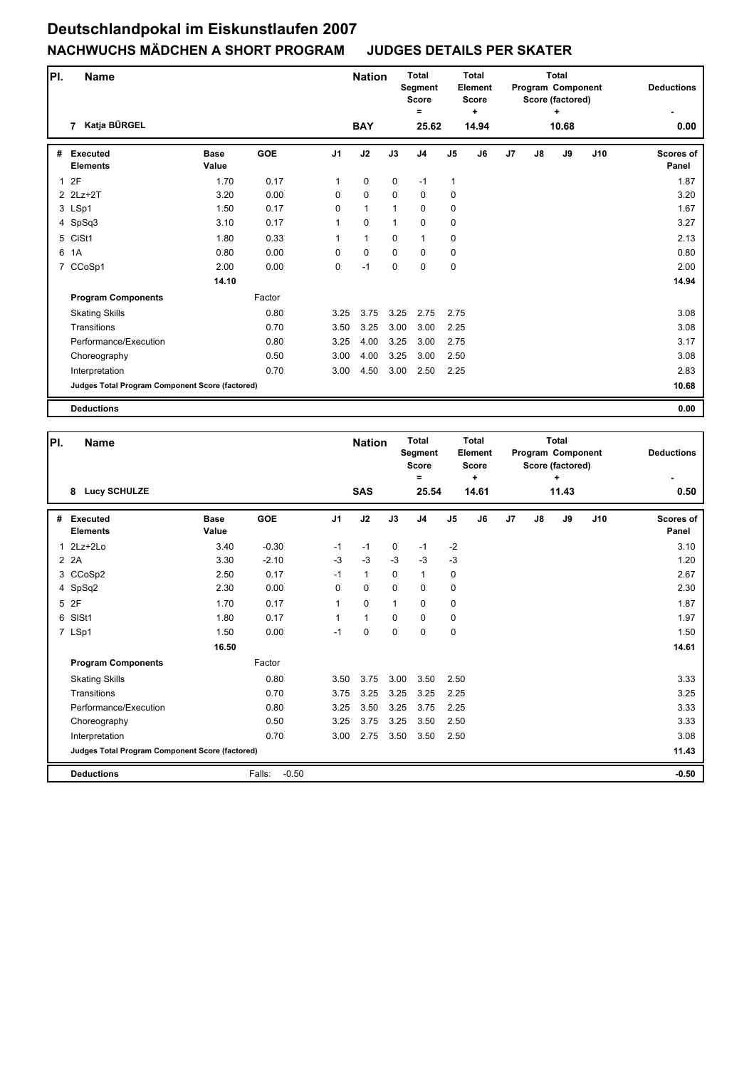# Deutschlandpokal im Eiskunstlaufen 2007

## NACHWUCHS MÄDCHEN A SHORT PROGRAM JUDGES DETAILS PER SKATER

| Pl. | Name | Nation | Total Segment Score = | Total Element Score + | Total Program Component Score (factored) + | Deductions - |
|---|---|---|---|---|---|---|
| 7 | Katja BÜRGEL | BAY | 25.62 | 14.94 | 10.68 | 0.00 |

| # | Executed Elements | Base Value | GOE | J1 | J2 | J3 | J4 | J5 | J6 | J7 | J8 | J9 | J10 | Scores of Panel |
|---|---|---|---|---|---|---|---|---|---|---|---|---|---|---|
| 1 | 2F | 1.70 | 0.17 | 1 | 0 | 0 | -1 | 1 | | | | | | 1.87 |
| 2 | 2Lz+2T | 3.20 | 0.00 | 0 | 0 | 0 | 0 | 0 | | | | | | 3.20 |
| 3 | LSp1 | 1.50 | 0.17 | 0 | 1 | 1 | 0 | 0 | | | | | | 1.67 |
| 4 | SpSq3 | 3.10 | 0.17 | 1 | 0 | 1 | 0 | 0 | | | | | | 3.27 |
| 5 | CiSt1 | 1.80 | 0.33 | 1 | 1 | 0 | 1 | 0 | | | | | | 2.13 |
| 6 | 1A | 0.80 | 0.00 | 0 | 0 | 0 | 0 | 0 | | | | | | 0.80 |
| 7 | CCoSp1 | 2.00 | 0.00 | 0 | -1 | 0 | 0 | 0 | | | | | | 2.00 |
| | | 14.10 | | | | | | | | | | | | 14.94 |
| | **Program Components** | | Factor | | | | | | | | | | | |
| | Skating Skills | | 0.80 | 3.25 | 3.75 | 3.25 | 2.75 | 2.75 | | | | | | 3.08 |
| | Transitions | | 0.70 | 3.50 | 3.25 | 3.00 | 3.00 | 2.25 | | | | | | 3.08 |
| | Performance/Execution | | 0.80 | 3.25 | 4.00 | 3.25 | 3.00 | 2.75 | | | | | | 3.17 |
| | Choreography | | 0.50 | 3.00 | 4.00 | 3.25 | 3.00 | 2.50 | | | | | | 3.08 |
| | Interpretation | | 0.70 | 3.00 | 4.50 | 3.00 | 2.50 | 2.25 | | | | | | 2.83 |
| | **Judges Total Program Component Score (factored)** | | | | | | | | | | | | | 10.68 |
| | **Deductions** | | | | | | | | | | | | | 0.00 |

| Pl. | Name | Nation | Total Segment Score = | Total Element Score + | Total Program Component Score (factored) + | Deductions - |
|---|---|---|---|---|---|---|
| 8 | Lucy SCHULZE | SAS | 25.54 | 14.61 | 11.43 | 0.50 |

| # | Executed Elements | Base Value | GOE | J1 | J2 | J3 | J4 | J5 | J6 | J7 | J8 | J9 | J10 | Scores of Panel |
|---|---|---|---|---|---|---|---|---|---|---|---|---|---|---|
| 1 | 2Lz+2Lo | 3.40 | -0.30 | -1 | -1 | 0 | -1 | -2 | | | | | | 3.10 |
| 2 | 2A | 3.30 | -2.10 | -3 | -3 | -3 | -3 | -3 | | | | | | 1.20 |
| 3 | CCoSp2 | 2.50 | 0.17 | -1 | 1 | 0 | 1 | 0 | | | | | | 2.67 |
| 4 | SpSq2 | 2.30 | 0.00 | 0 | 0 | 0 | 0 | 0 | | | | | | 2.30 |
| 5 | 2F | 1.70 | 0.17 | 1 | 0 | 1 | 0 | 0 | | | | | | 1.87 |
| 6 | SlSt1 | 1.80 | 0.17 | 1 | 1 | 0 | 0 | 0 | | | | | | 1.97 |
| 7 | LSp1 | 1.50 | 0.00 | -1 | 0 | 0 | 0 | 0 | | | | | | 1.50 |
| | | 16.50 | | | | | | | | | | | | 14.61 |
| | **Program Components** | | Factor | | | | | | | | | | | |
| | Skating Skills | | 0.80 | 3.50 | 3.75 | 3.00 | 3.50 | 2.50 | | | | | | 3.33 |
| | Transitions | | 0.70 | 3.75 | 3.25 | 3.25 | 3.25 | 2.25 | | | | | | 3.25 |
| | Performance/Execution | | 0.80 | 3.25 | 3.50 | 3.25 | 3.75 | 2.25 | | | | | | 3.33 |
| | Choreography | | 0.50 | 3.25 | 3.75 | 3.25 | 3.50 | 2.50 | | | | | | 3.33 |
| | Interpretation | | 0.70 | 3.00 | 2.75 | 3.50 | 3.50 | 2.50 | | | | | | 3.08 |
| | **Judges Total Program Component Score (factored)** | | | | | | | | | | | | | 11.43 |
| | **Deductions** | | Falls: -0.50 | | | | | | | | | | | -0.50 |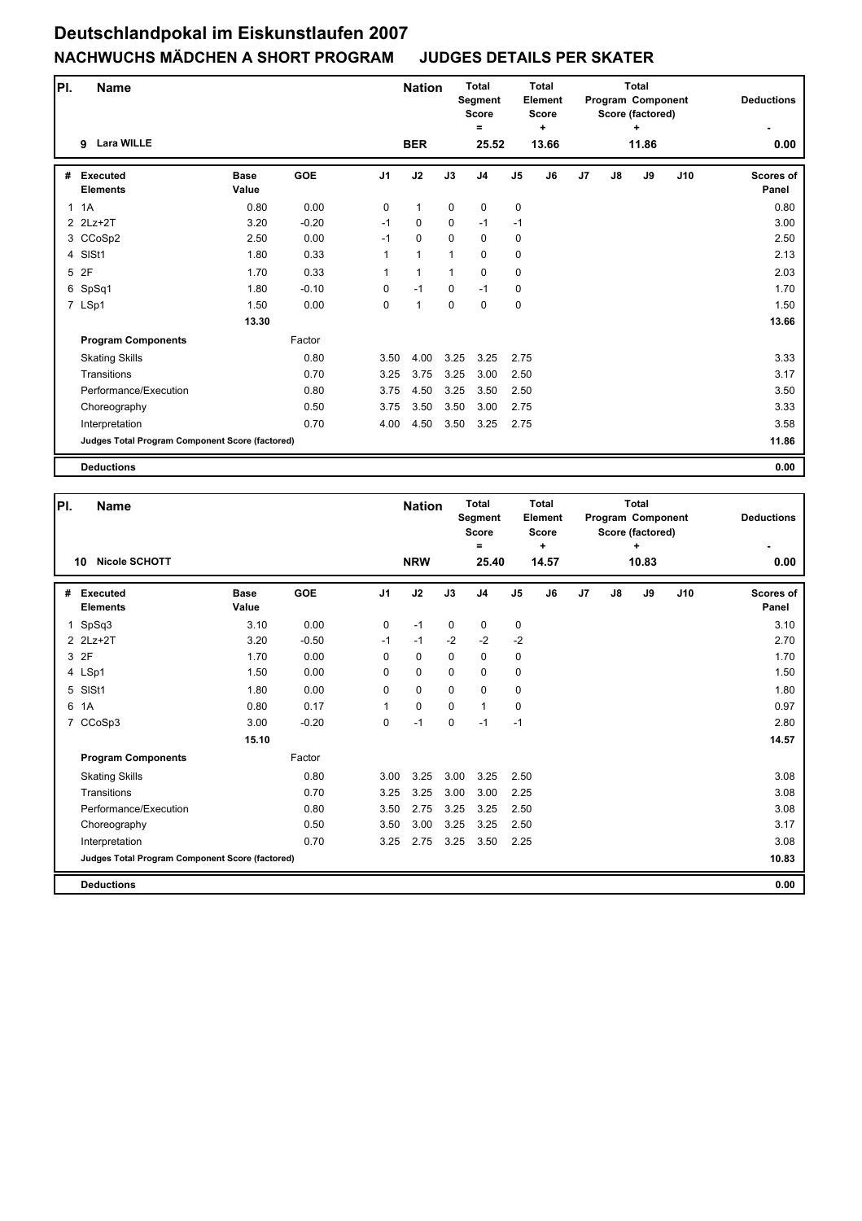# Deutschlandpokal im Eiskunstlaufen 2007

## NACHWUCHS MÄDCHEN A SHORT PROGRAM    JUDGES DETAILS PER SKATER

| Pl. | Name | Nation | Total Segment Score = | Total Element Score + | Total Program Component Score (factored) + | Deductions - |
|---|---|---|---|---|---|---|
| 9 | Lara WILLE | BER | 25.52 | 13.66 | 11.86 | 0.00 |

| # | Executed Elements | Base Value | GOE | J1 | J2 | J3 | J4 | J5 | J6 | J7 | J8 | J9 | J10 | Scores of Panel |
|---|---|---|---|---|---|---|---|---|---|---|---|---|---|---|
| 1 | 1A | 0.80 | 0.00 | 0 | 1 | 0 | 0 | 0 | | | | | | 0.80 |
| 2 | 2Lz+2T | 3.20 | -0.20 | -1 | 0 | 0 | -1 | -1 | | | | | | 3.00 |
| 3 | CCoSp2 | 2.50 | 0.00 | -1 | 0 | 0 | 0 | 0 | | | | | | 2.50 |
| 4 | SlSt1 | 1.80 | 0.33 | 1 | 1 | 1 | 0 | 0 | | | | | | 2.13 |
| 5 | 2F | 1.70 | 0.33 | 1 | 1 | 1 | 0 | 0 | | | | | | 2.03 |
| 6 | SpSq1 | 1.80 | -0.10 | 0 | -1 | 0 | -1 | 0 | | | | | | 1.70 |
| 7 | LSp1 | 1.50 | 0.00 | 0 | 1 | 0 | 0 | 0 | | | | | | 1.50 |
| | | 13.30 | | | | | | | | | | | | 13.66 |
| | **Program Components** | | Factor | | | | | | | | | | | |
| | Skating Skills | | 0.80 | 3.50 | 4.00 | 3.25 | 3.25 | 2.75 | | | | | | 3.33 |
| | Transitions | | 0.70 | 3.25 | 3.75 | 3.25 | 3.00 | 2.50 | | | | | | 3.17 |
| | Performance/Execution | | 0.80 | 3.75 | 4.50 | 3.25 | 3.50 | 2.50 | | | | | | 3.50 |
| | Choreography | | 0.50 | 3.75 | 3.50 | 3.50 | 3.00 | 2.75 | | | | | | 3.33 |
| | Interpretation | | 0.70 | 4.00 | 4.50 | 3.50 | 3.25 | 2.75 | | | | | | 3.58 |
| | **Judges Total Program Component Score (factored)** | | | | | | | | | | | | | 11.86 |
| | **Deductions** | | | | | | | | | | | | | 0.00 |

| Pl. | Name | Nation | Total Segment Score = | Total Element Score + | Total Program Component Score (factored) + | Deductions - |
|---|---|---|---|---|---|---|
| 10 | Nicole SCHOTT | NRW | 25.40 | 14.57 | 10.83 | 0.00 |

| # | Executed Elements | Base Value | GOE | J1 | J2 | J3 | J4 | J5 | J6 | J7 | J8 | J9 | J10 | Scores of Panel |
|---|---|---|---|---|---|---|---|---|---|---|---|---|---|---|
| 1 | SpSq3 | 3.10 | 0.00 | 0 | -1 | 0 | 0 | 0 | | | | | | 3.10 |
| 2 | 2Lz+2T | 3.20 | -0.50 | -1 | -1 | -2 | -2 | -2 | | | | | | 2.70 |
| 3 | 2F | 1.70 | 0.00 | 0 | 0 | 0 | 0 | 0 | | | | | | 1.70 |
| 4 | LSp1 | 1.50 | 0.00 | 0 | 0 | 0 | 0 | 0 | | | | | | 1.50 |
| 5 | SlSt1 | 1.80 | 0.00 | 0 | 0 | 0 | 0 | 0 | | | | | | 1.80 |
| 6 | 1A | 0.80 | 0.17 | 1 | 0 | 0 | 1 | 0 | | | | | | 0.97 |
| 7 | CCoSp3 | 3.00 | -0.20 | 0 | -1 | 0 | -1 | -1 | | | | | | 2.80 |
| | | 15.10 | | | | | | | | | | | | 14.57 |
| | **Program Components** | | Factor | | | | | | | | | | | |
| | Skating Skills | | 0.80 | 3.00 | 3.25 | 3.00 | 3.25 | 2.50 | | | | | | 3.08 |
| | Transitions | | 0.70 | 3.25 | 3.25 | 3.00 | 3.00 | 2.25 | | | | | | 3.08 |
| | Performance/Execution | | 0.80 | 3.50 | 2.75 | 3.25 | 3.25 | 2.50 | | | | | | 3.08 |
| | Choreography | | 0.50 | 3.50 | 3.00 | 3.25 | 3.25 | 2.50 | | | | | | 3.17 |
| | Interpretation | | 0.70 | 3.25 | 2.75 | 3.25 | 3.50 | 2.25 | | | | | | 3.08 |
| | **Judges Total Program Component Score (factored)** | | | | | | | | | | | | | 10.83 |
| | **Deductions** | | | | | | | | | | | | | 0.00 |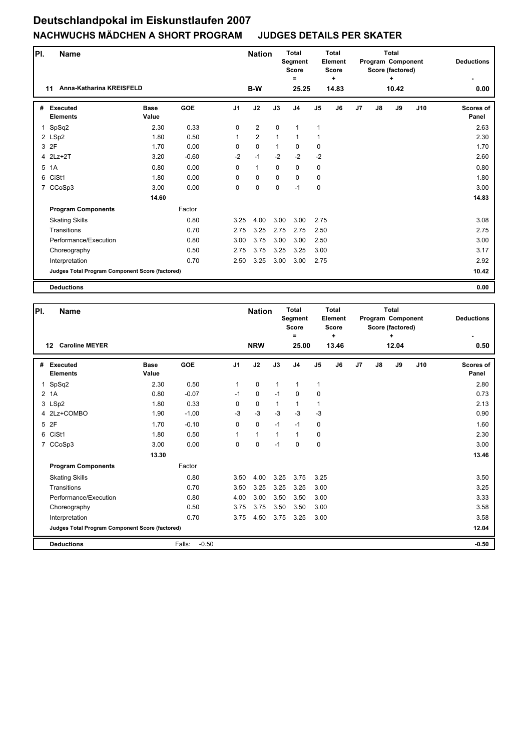# Deutschlandpokal im Eiskunstlaufen 2007

## NACHWUCHS MÄDCHEN A SHORT PROGRAM JUDGES DETAILS PER SKATER

| Pl. | Name | Nation | Total Segment Score = | Total Element Score + | Total Program Component Score (factored) + | Deductions - |
|---|---|---|---|---|---|---|
| 11 | Anna-Katharina KREISFELD | B-W | 25.25 | 14.83 | 10.42 | 0.00 |

| # | Executed Elements | Base Value | GOE | J1 | J2 | J3 | J4 | J5 | J6 | J7 | J8 | J9 | J10 | Scores of Panel |
|---|---|---|---|---|---|---|---|---|---|---|---|---|---|---|
| 1 | SpSq2 | 2.30 | 0.33 | 0 | 2 | 0 | 1 | 1 | | | | | | 2.63 |
| 2 | LSp2 | 1.80 | 0.50 | 1 | 2 | 1 | 1 | 1 | | | | | | 2.30 |
| 3 | 2F | 1.70 | 0.00 | 0 | 0 | 1 | 0 | 0 | | | | | | 1.70 |
| 4 | 2Lz+2T | 3.20 | -0.60 | -2 | -1 | -2 | -2 | -2 | | | | | | 2.60 |
| 5 | 1A | 0.80 | 0.00 | 0 | 1 | 0 | 0 | 0 | | | | | | 0.80 |
| 6 | CiSt1 | 1.80 | 0.00 | 0 | 0 | 0 | 0 | 0 | | | | | | 1.80 |
| 7 | CCoSp3 | 3.00 | 0.00 | 0 | 0 | 0 | -1 | 0 | | | | | | 3.00 |
| | | 14.60 | | | | | | | | | | | | 14.83 |
| | **Program Components** | | Factor | | | | | | | | | | | |
| | Skating Skills | | 0.80 | 3.25 | 4.00 | 3.00 | 3.00 | 2.75 | | | | | | 3.08 |
| | Transitions | | 0.70 | 2.75 | 3.25 | 2.75 | 2.75 | 2.50 | | | | | | 2.75 |
| | Performance/Execution | | 0.80 | 3.00 | 3.75 | 3.00 | 3.00 | 2.50 | | | | | | 3.00 |
| | Choreography | | 0.50 | 2.75 | 3.75 | 3.25 | 3.25 | 3.00 | | | | | | 3.17 |
| | Interpretation | | 0.70 | 2.50 | 3.25 | 3.00 | 3.00 | 2.75 | | | | | | 2.92 |
| | **Judges Total Program Component Score (factored)** | | | | | | | | | | | | | 10.42 |
| | **Deductions** | | | | | | | | | | | | | 0.00 |

| Pl. | Name | Nation | Total Segment Score = | Total Element Score + | Total Program Component Score (factored) + | Deductions - |
|---|---|---|---|---|---|---|
| 12 | Caroline MEYER | NRW | 25.00 | 13.46 | 12.04 | 0.50 |

| # | Executed Elements | Base Value | GOE | J1 | J2 | J3 | J4 | J5 | J6 | J7 | J8 | J9 | J10 | Scores of Panel |
|---|---|---|---|---|---|---|---|---|---|---|---|---|---|---|
| 1 | SpSq2 | 2.30 | 0.50 | 1 | 0 | 1 | 1 | 1 | | | | | | 2.80 |
| 2 | 1A | 0.80 | -0.07 | -1 | 0 | -1 | 0 | 0 | | | | | | 0.73 |
| 3 | LSp2 | 1.80 | 0.33 | 0 | 0 | 1 | 1 | 1 | | | | | | 2.13 |
| 4 | 2Lz+COMBO | 1.90 | -1.00 | -3 | -3 | -3 | -3 | -3 | | | | | | 0.90 |
| 5 | 2F | 1.70 | -0.10 | 0 | 0 | -1 | -1 | 0 | | | | | | 1.60 |
| 6 | CiSt1 | 1.80 | 0.50 | 1 | 1 | 1 | 1 | 0 | | | | | | 2.30 |
| 7 | CCoSp3 | 3.00 | 0.00 | 0 | 0 | -1 | 0 | 0 | | | | | | 3.00 |
| | | 13.30 | | | | | | | | | | | | 13.46 |
| | **Program Components** | | Factor | | | | | | | | | | | |
| | Skating Skills | | 0.80 | 3.50 | 4.00 | 3.25 | 3.75 | 3.25 | | | | | | 3.50 |
| | Transitions | | 0.70 | 3.50 | 3.25 | 3.25 | 3.25 | 3.00 | | | | | | 3.25 |
| | Performance/Execution | | 0.80 | 4.00 | 3.00 | 3.50 | 3.50 | 3.00 | | | | | | 3.33 |
| | Choreography | | 0.50 | 3.75 | 3.75 | 3.50 | 3.50 | 3.00 | | | | | | 3.58 |
| | Interpretation | | 0.70 | 3.75 | 4.50 | 3.75 | 3.25 | 3.00 | | | | | | 3.58 |
| | **Judges Total Program Component Score (factored)** | | | | | | | | | | | | | 12.04 |
| | **Deductions** | Falls: | -0.50 | | | | | | | | | | | -0.50 |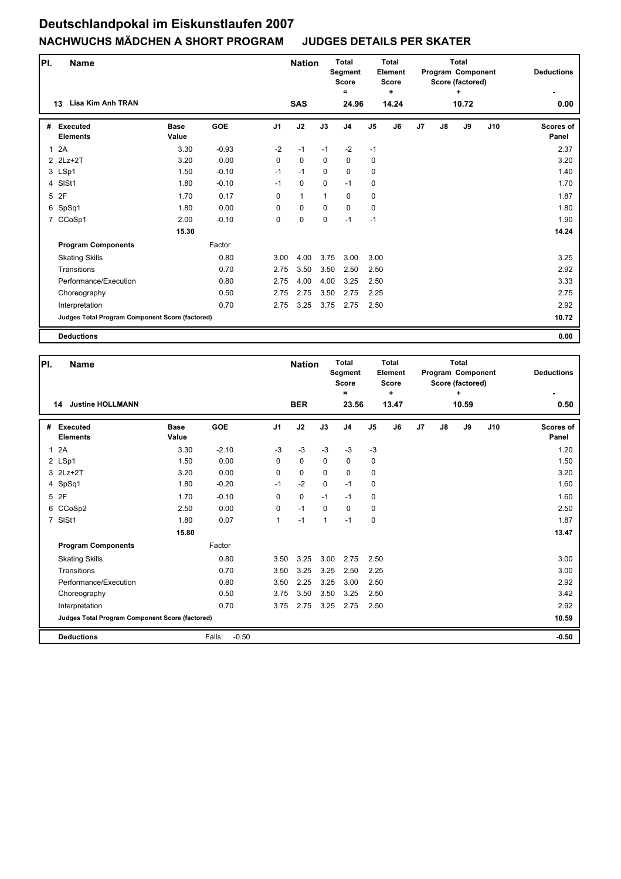# Deutschlandpokal im Eiskunstlaufen 2007

## NACHWUCHS MÄDCHEN A SHORT PROGRAM JUDGES DETAILS PER SKATER

| Pl. | Name | Nation | Total Segment Score = | Total Element Score + | Total Program Component Score (factored) + | Deductions - |
|---|---|---|---|---|---|---|
| 13 | Lisa Kim Anh TRAN | SAS | 24.96 | 14.24 | 10.72 | 0.00 |

| # | Executed Elements | Base Value | GOE | J1 | J2 | J3 | J4 | J5 | J6 | J7 | J8 | J9 | J10 | Scores of Panel |
|---|---|---|---|---|---|---|---|---|---|---|---|---|---|---|
| 1 | 2A | 3.30 | -0.93 | -2 | -1 | -1 | -2 | -1 | | | | | | 2.37 |
| 2 | 2Lz+2T | 3.20 | 0.00 | 0 | 0 | 0 | 0 | 0 | | | | | | 3.20 |
| 3 | LSp1 | 1.50 | -0.10 | -1 | -1 | 0 | 0 | 0 | | | | | | 1.40 |
| 4 | SlSt1 | 1.80 | -0.10 | -1 | 0 | 0 | -1 | 0 | | | | | | 1.70 |
| 5 | 2F | 1.70 | 0.17 | 0 | 1 | 1 | 0 | 0 | | | | | | 1.87 |
| 6 | SpSq1 | 1.80 | 0.00 | 0 | 0 | 0 | 0 | 0 | | | | | | 1.80 |
| 7 | CCoSp1 | 2.00 | -0.10 | 0 | 0 | 0 | -1 | -1 | | | | | | 1.90 |
| | | 15.30 | | | | | | | | | | | | 14.24 |
| | **Program Components** | | Factor | | | | | | | | | | | |
| | Skating Skills | | 0.80 | 3.00 | 4.00 | 3.75 | 3.00 | 3.00 | | | | | | 3.25 |
| | Transitions | | 0.70 | 2.75 | 3.50 | 3.50 | 2.50 | 2.50 | | | | | | 2.92 |
| | Performance/Execution | | 0.80 | 2.75 | 4.00 | 4.00 | 3.25 | 2.50 | | | | | | 3.33 |
| | Choreography | | 0.50 | 2.75 | 2.75 | 3.50 | 2.75 | 2.25 | | | | | | 2.75 |
| | Interpretation | | 0.70 | 2.75 | 3.25 | 3.75 | 2.75 | 2.50 | | | | | | 2.92 |
| | Judges Total Program Component Score (factored) | | | | | | | | | | | | | 10.72 |
| | **Deductions** | | | | | | | | | | | | | 0.00 |

| Pl. | Name | Nation | Total Segment Score = | Total Element Score + | Total Program Component Score (factored) + | Deductions - |
|---|---|---|---|---|---|---|
| 14 | Justine HOLLMANN | BER | 23.56 | 13.47 | 10.59 | 0.50 |

| # | Executed Elements | Base Value | GOE | J1 | J2 | J3 | J4 | J5 | J6 | J7 | J8 | J9 | J10 | Scores of Panel |
|---|---|---|---|---|---|---|---|---|---|---|---|---|---|---|
| 1 | 2A | 3.30 | -2.10 | -3 | -3 | -3 | -3 | -3 | | | | | | 1.20 |
| 2 | LSp1 | 1.50 | 0.00 | 0 | 0 | 0 | 0 | 0 | | | | | | 1.50 |
| 3 | 2Lz+2T | 3.20 | 0.00 | 0 | 0 | 0 | 0 | 0 | | | | | | 3.20 |
| 4 | SpSq1 | 1.80 | -0.20 | -1 | -2 | 0 | -1 | 0 | | | | | | 1.60 |
| 5 | 2F | 1.70 | -0.10 | 0 | 0 | -1 | -1 | 0 | | | | | | 1.60 |
| 6 | CCoSp2 | 2.50 | 0.00 | 0 | -1 | 0 | 0 | 0 | | | | | | 2.50 |
| 7 | SlSt1 | 1.80 | 0.07 | 1 | -1 | 1 | -1 | 0 | | | | | | 1.87 |
| | | 15.80 | | | | | | | | | | | | 13.47 |
| | **Program Components** | | Factor | | | | | | | | | | | |
| | Skating Skills | | 0.80 | 3.50 | 3.25 | 3.00 | 2.75 | 2.50 | | | | | | 3.00 |
| | Transitions | | 0.70 | 3.50 | 3.25 | 3.25 | 2.50 | 2.25 | | | | | | 3.00 |
| | Performance/Execution | | 0.80 | 3.50 | 2.25 | 3.25 | 3.00 | 2.50 | | | | | | 2.92 |
| | Choreography | | 0.50 | 3.75 | 3.50 | 3.50 | 3.25 | 2.50 | | | | | | 3.42 |
| | Interpretation | | 0.70 | 3.75 | 2.75 | 3.25 | 2.75 | 2.50 | | | | | | 2.92 |
| | Judges Total Program Component Score (factored) | | | | | | | | | | | | | 10.59 |
| | **Deductions** | | Falls: -0.50 | | | | | | | | | | | -0.50 |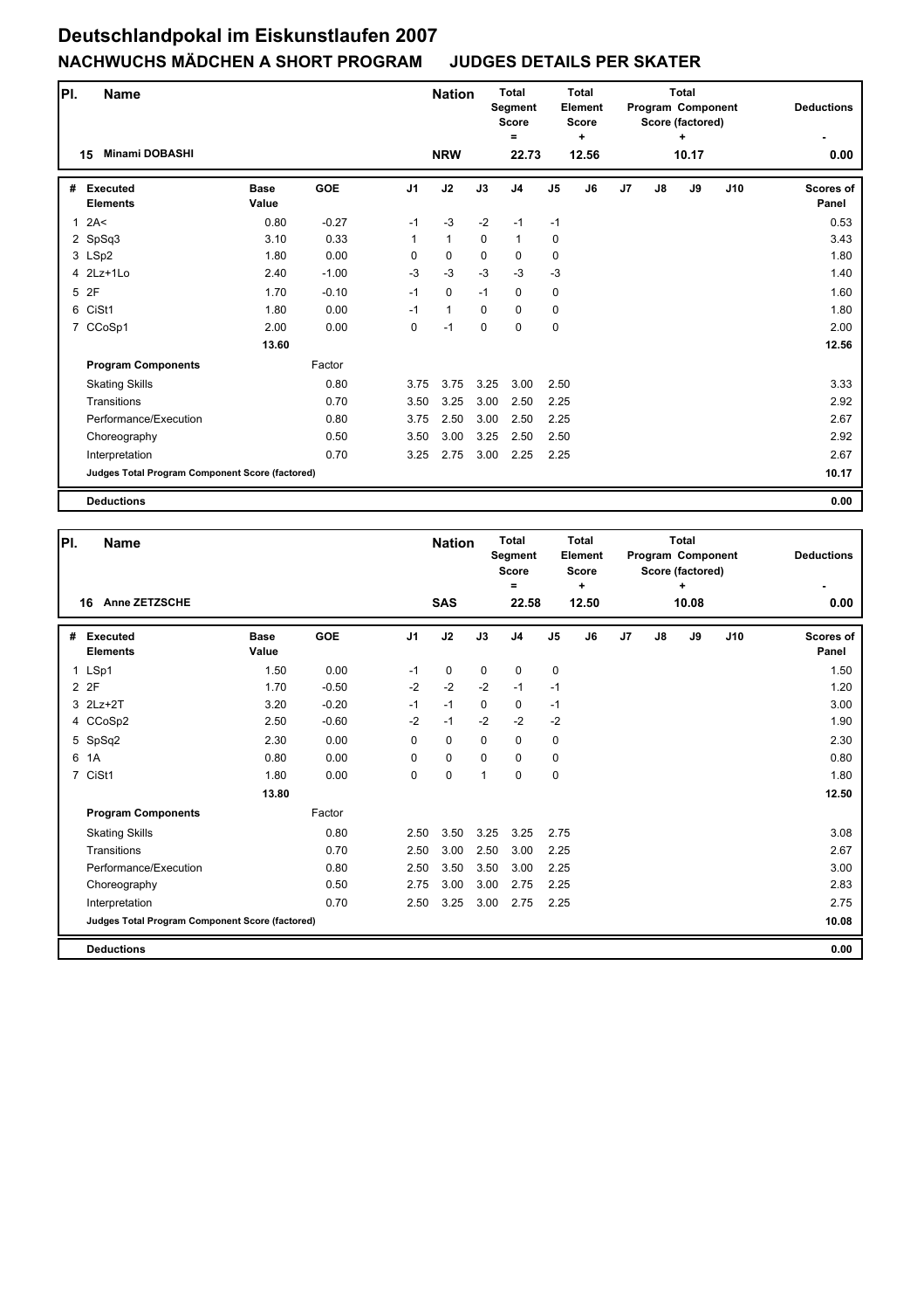# Deutschlandpokal im Eiskunstlaufen 2007

## NACHWUCHS MÄDCHEN A SHORT PROGRAM JUDGES DETAILS PER SKATER

| Pl. | Name | | | | Nation | | Total Segment Score = | | Total Element Score + | | Total Program Component Score (factored) + | | | Deductions - |
|---|---|---|---|---|---|---|---|---|---|---|---|---|---|---|
| 15 | Minami DOBASHI | | | | NRW | | 22.73 | | 12.56 | | 10.17 | | | 0.00 |

| # | Executed Elements | Base Value | GOE | J1 | J2 | J3 | J4 | J5 | J6 | J7 | J8 | J9 | J10 | Scores of Panel |
|---|---|---|---|---|---|---|---|---|---|---|---|---|---|---|
| 1 | 2A< | 0.80 | -0.27 | -1 | -3 | -2 | -1 | -1 | | | | | | 0.53 |
| 2 | SpSq3 | 3.10 | 0.33 | 1 | 1 | 0 | 1 | 0 | | | | | | 3.43 |
| 3 | LSp2 | 1.80 | 0.00 | 0 | 0 | 0 | 0 | 0 | | | | | | 1.80 |
| 4 | 2Lz+1Lo | 2.40 | -1.00 | -3 | -3 | -3 | -3 | -3 | | | | | | 1.40 |
| 5 | 2F | 1.70 | -0.10 | -1 | 0 | -1 | 0 | 0 | | | | | | 1.60 |
| 6 | CiSt1 | 1.80 | 0.00 | -1 | 1 | 0 | 0 | 0 | | | | | | 1.80 |
| 7 | CCoSp1 | 2.00 | 0.00 | 0 | -1 | 0 | 0 | 0 | | | | | | 2.00 |
| | | 13.60 | | | | | | | | | | | | 12.56 |
| | **Program Components** | | Factor | | | | | | | | | | | |
| | Skating Skills | | 0.80 | 3.75 | 3.75 | 3.25 | 3.00 | 2.50 | | | | | | 3.33 |
| | Transitions | | 0.70 | 3.50 | 3.25 | 3.00 | 2.50 | 2.25 | | | | | | 2.92 |
| | Performance/Execution | | 0.80 | 3.75 | 2.50 | 3.00 | 2.50 | 2.25 | | | | | | 2.67 |
| | Choreography | | 0.50 | 3.50 | 3.00 | 3.25 | 2.50 | 2.50 | | | | | | 2.92 |
| | Interpretation | | 0.70 | 3.25 | 2.75 | 3.00 | 2.25 | 2.25 | | | | | | 2.67 |
| | **Judges Total Program Component Score (factored)** | | | | | | | | | | | | | 10.17 |
| | **Deductions** | | | | | | | | | | | | | 0.00 |

| Pl. | Name | | | | Nation | | Total Segment Score = | | Total Element Score + | | Total Program Component Score (factored) + | | | Deductions - |
|---|---|---|---|---|---|---|---|---|---|---|---|---|---|---|
| 16 | Anne ZETZSCHE | | | | SAS | | 22.58 | | 12.50 | | 10.08 | | | 0.00 |

| # | Executed Elements | Base Value | GOE | J1 | J2 | J3 | J4 | J5 | J6 | J7 | J8 | J9 | J10 | Scores of Panel |
|---|---|---|---|---|---|---|---|---|---|---|---|---|---|---|
| 1 | LSp1 | 1.50 | 0.00 | -1 | 0 | 0 | 0 | 0 | | | | | | 1.50 |
| 2 | 2F | 1.70 | -0.50 | -2 | -2 | -2 | -1 | -1 | | | | | | 1.20 |
| 3 | 2Lz+2T | 3.20 | -0.20 | -1 | -1 | 0 | 0 | -1 | | | | | | 3.00 |
| 4 | CCoSp2 | 2.50 | -0.60 | -2 | -1 | -2 | -2 | -2 | | | | | | 1.90 |
| 5 | SpSq2 | 2.30 | 0.00 | 0 | 0 | 0 | 0 | 0 | | | | | | 2.30 |
| 6 | 1A | 0.80 | 0.00 | 0 | 0 | 0 | 0 | 0 | | | | | | 0.80 |
| 7 | CiSt1 | 1.80 | 0.00 | 0 | 0 | 1 | 0 | 0 | | | | | | 1.80 |
| | | 13.80 | | | | | | | | | | | | 12.50 |
| | **Program Components** | | Factor | | | | | | | | | | | |
| | Skating Skills | | 0.80 | 2.50 | 3.50 | 3.25 | 3.25 | 2.75 | | | | | | 3.08 |
| | Transitions | | 0.70 | 2.50 | 3.00 | 2.50 | 3.00 | 2.25 | | | | | | 2.67 |
| | Performance/Execution | | 0.80 | 2.50 | 3.50 | 3.50 | 3.00 | 2.25 | | | | | | 3.00 |
| | Choreography | | 0.50 | 2.75 | 3.00 | 3.00 | 2.75 | 2.25 | | | | | | 2.83 |
| | Interpretation | | 0.70 | 2.50 | 3.25 | 3.00 | 2.75 | 2.25 | | | | | | 2.75 |
| | **Judges Total Program Component Score (factored)** | | | | | | | | | | | | | 10.08 |
| | **Deductions** | | | | | | | | | | | | | 0.00 |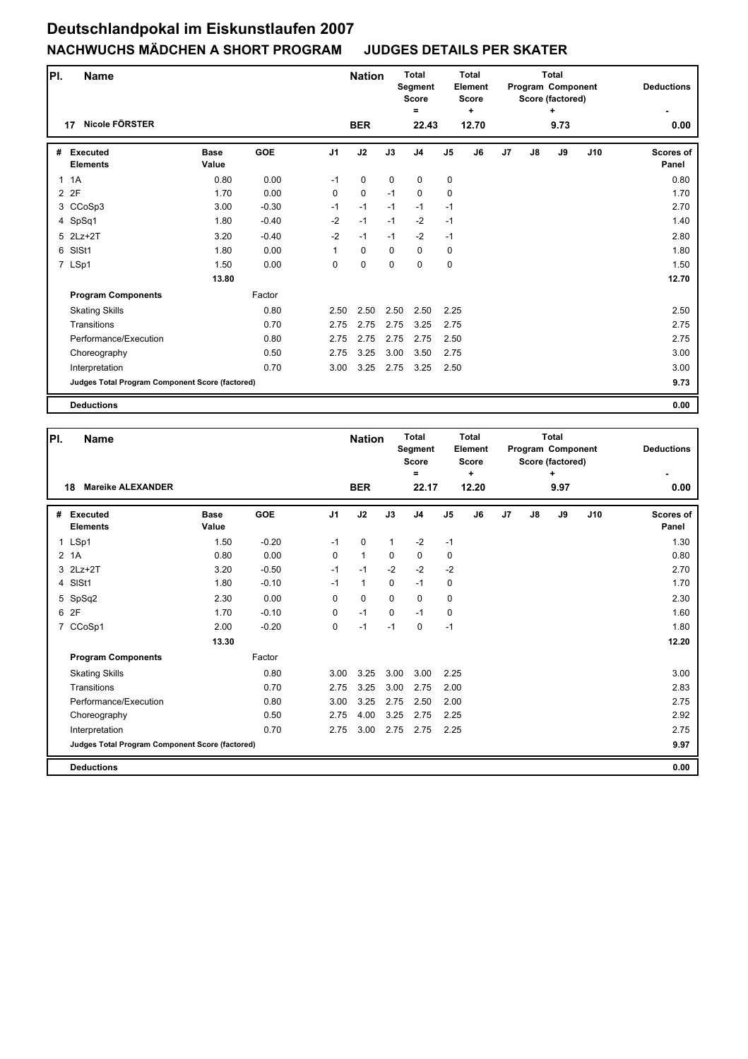# Deutschlandpokal im Eiskunstlaufen 2007

## NACHWUCHS MÄDCHEN A SHORT PROGRAM JUDGES DETAILS PER SKATER

| Pl. | Name | | | Nation | | Total Segment Score = | | Total Element Score + | | Total Program Component Score (factored) + | | | Deductions - |
|---|---|---|---|---|---|---|---|---|---|---|---|---|---|
| 17 | Nicole FÖRSTER | | | BER | | 22.43 | | 12.70 | | 9.73 | | | 0.00 |

| # | Executed Elements | Base Value | GOE | J1 | J2 | J3 | J4 | J5 | J6 | J7 | J8 | J9 | J10 | Scores of Panel |
|---|---|---|---|---|---|---|---|---|---|---|---|---|---|---|
| 1 | 1A | 0.80 | 0.00 | -1 | 0 | 0 | 0 | 0 | | | | | | 0.80 |
| 2 | 2F | 1.70 | 0.00 | 0 | 0 | -1 | 0 | 0 | | | | | | 1.70 |
| 3 | CCoSp3 | 3.00 | -0.30 | -1 | -1 | -1 | -1 | -1 | | | | | | 2.70 |
| 4 | SpSq1 | 1.80 | -0.40 | -2 | -1 | -1 | -2 | -1 | | | | | | 1.40 |
| 5 | 2Lz+2T | 3.20 | -0.40 | -2 | -1 | -1 | -2 | -1 | | | | | | 2.80 |
| 6 | SlSt1 | 1.80 | 0.00 | 1 | 0 | 0 | 0 | 0 | | | | | | 1.80 |
| 7 | LSp1 | 1.50 | 0.00 | 0 | 0 | 0 | 0 | 0 | | | | | | 1.50 |
| | | 13.80 | | | | | | | | | | | | 12.70 |
| | **Program Components** | | Factor | | | | | | | | | | | |
| | Skating Skills | | 0.80 | 2.50 | 2.50 | 2.50 | 2.50 | 2.25 | | | | | | 2.50 |
| | Transitions | | 0.70 | 2.75 | 2.75 | 2.75 | 3.25 | 2.75 | | | | | | 2.75 |
| | Performance/Execution | | 0.80 | 2.75 | 2.75 | 2.75 | 2.75 | 2.50 | | | | | | 2.75 |
| | Choreography | | 0.50 | 2.75 | 3.25 | 3.00 | 3.50 | 2.75 | | | | | | 3.00 |
| | Interpretation | | 0.70 | 3.00 | 3.25 | 2.75 | 3.25 | 2.50 | | | | | | 3.00 |
| | **Judges Total Program Component Score (factored)** | | | | | | | | | | | | | 9.73 |
| | **Deductions** | | | | | | | | | | | | | 0.00 |

| Pl. | Name | | | Nation | | Total Segment Score = | | Total Element Score + | | Total Program Component Score (factored) + | | | Deductions - |
|---|---|---|---|---|---|---|---|---|---|---|---|---|---|
| 18 | Mareike ALEXANDER | | | BER | | 22.17 | | 12.20 | | 9.97 | | | 0.00 |

| # | Executed Elements | Base Value | GOE | J1 | J2 | J3 | J4 | J5 | J6 | J7 | J8 | J9 | J10 | Scores of Panel |
|---|---|---|---|---|---|---|---|---|---|---|---|---|---|---|
| 1 | LSp1 | 1.50 | -0.20 | -1 | 0 | 1 | -2 | -1 | | | | | | 1.30 |
| 2 | 1A | 0.80 | 0.00 | 0 | 1 | 0 | 0 | 0 | | | | | | 0.80 |
| 3 | 2Lz+2T | 3.20 | -0.50 | -1 | -1 | -2 | -2 | -2 | | | | | | 2.70 |
| 4 | SlSt1 | 1.80 | -0.10 | -1 | 1 | 0 | -1 | 0 | | | | | | 1.70 |
| 5 | SpSq2 | 2.30 | 0.00 | 0 | 0 | 0 | 0 | 0 | | | | | | 2.30 |
| 6 | 2F | 1.70 | -0.10 | 0 | -1 | 0 | -1 | 0 | | | | | | 1.60 |
| 7 | CCoSp1 | 2.00 | -0.20 | 0 | -1 | -1 | 0 | -1 | | | | | | 1.80 |
| | | 13.30 | | | | | | | | | | | | 12.20 |
| | **Program Components** | | Factor | | | | | | | | | | | |
| | Skating Skills | | 0.80 | 3.00 | 3.25 | 3.00 | 3.00 | 2.25 | | | | | | 3.00 |
| | Transitions | | 0.70 | 2.75 | 3.25 | 3.00 | 2.75 | 2.00 | | | | | | 2.83 |
| | Performance/Execution | | 0.80 | 3.00 | 3.25 | 2.75 | 2.50 | 2.00 | | | | | | 2.75 |
| | Choreography | | 0.50 | 2.75 | 4.00 | 3.25 | 2.75 | 2.25 | | | | | | 2.92 |
| | Interpretation | | 0.70 | 2.75 | 3.00 | 2.75 | 2.75 | 2.25 | | | | | | 2.75 |
| | **Judges Total Program Component Score (factored)** | | | | | | | | | | | | | 9.97 |
| | **Deductions** | | | | | | | | | | | | | 0.00 |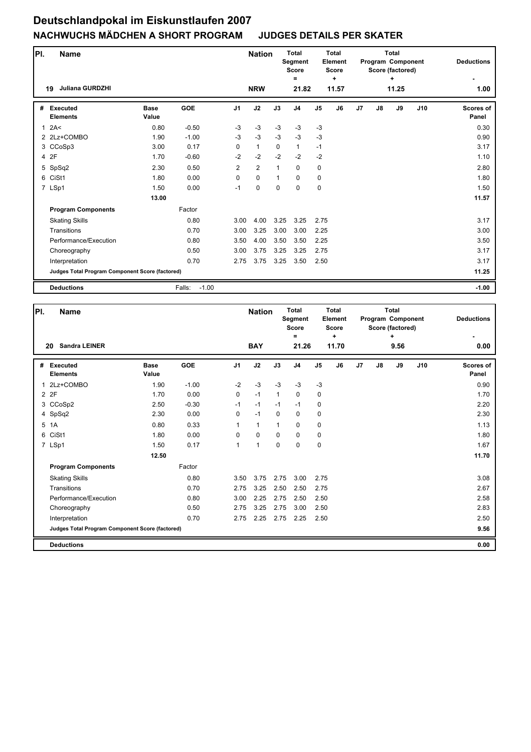# Deutschlandpokal im Eiskunstlaufen 2007

## NACHWUCHS MÄDCHEN A SHORT PROGRAM JUDGES DETAILS PER SKATER

| Pl. | Name | | | Nation | Total Segment Score = | Total Element Score + | Total Program Component Score (factored) + | Deductions - |
|---|---|---|---|---|---|---|---|---|
| 19 | Juliana GURDZHI | | | NRW | 21.82 | 11.57 | 11.25 | 1.00 |

| # | Executed Elements | Base Value | GOE | J1 | J2 | J3 | J4 | J5 | J6 | J7 | J8 | J9 | J10 | Scores of Panel |
|---|---|---|---|---|---|---|---|---|---|---|---|---|---|---|
| 1 | 2A< | 0.80 | -0.50 | -3 | -3 | -3 | -3 | -3 | | | | | | 0.30 |
| 2 | 2Lz+COMBO | 1.90 | -1.00 | -3 | -3 | -3 | -3 | -3 | | | | | | 0.90 |
| 3 | CCoSp3 | 3.00 | 0.17 | 0 | 1 | 0 | 1 | -1 | | | | | | 3.17 |
| 4 | 2F | 1.70 | -0.60 | -2 | -2 | -2 | -2 | -2 | | | | | | 1.10 |
| 5 | SpSq2 | 2.30 | 0.50 | 2 | 2 | 1 | 0 | 0 | | | | | | 2.80 |
| 6 | CiSt1 | 1.80 | 0.00 | 0 | 0 | 1 | 0 | 0 | | | | | | 1.80 |
| 7 | LSp1 | 1.50 | 0.00 | -1 | 0 | 0 | 0 | 0 | | | | | | 1.50 |
| | | 13.00 | | | | | | | | | | | | 11.57 |
| | **Program Components** | | Factor | | | | | | | | | | | |
| | Skating Skills | | 0.80 | 3.00 | 4.00 | 3.25 | 3.25 | 2.75 | | | | | | 3.17 |
| | Transitions | | 0.70 | 3.00 | 3.25 | 3.00 | 3.00 | 2.25 | | | | | | 3.00 |
| | Performance/Execution | | 0.80 | 3.50 | 4.00 | 3.50 | 3.50 | 2.25 | | | | | | 3.50 |
| | Choreography | | 0.50 | 3.00 | 3.75 | 3.25 | 3.25 | 2.75 | | | | | | 3.17 |
| | Interpretation | | 0.70 | 2.75 | 3.75 | 3.25 | 3.50 | 2.50 | | | | | | 3.17 |
| | **Judges Total Program Component Score (factored)** | | | | | | | | | | | | | 11.25 |
| | **Deductions** | | Falls: -1.00 | | | | | | | | | | | -1.00 |

| Pl. | Name | | | Nation | Total Segment Score = | Total Element Score + | Total Program Component Score (factored) + | Deductions - |
|---|---|---|---|---|---|---|---|---|
| 20 | Sandra LEINER | | | BAY | 21.26 | 11.70 | 9.56 | 0.00 |

| # | Executed Elements | Base Value | GOE | J1 | J2 | J3 | J4 | J5 | J6 | J7 | J8 | J9 | J10 | Scores of Panel |
|---|---|---|---|---|---|---|---|---|---|---|---|---|---|---|
| 1 | 2Lz+COMBO | 1.90 | -1.00 | -2 | -3 | -3 | -3 | -3 | | | | | | 0.90 |
| 2 | 2F | 1.70 | 0.00 | 0 | -1 | 1 | 0 | 0 | | | | | | 1.70 |
| 3 | CCoSp2 | 2.50 | -0.30 | -1 | -1 | -1 | -1 | 0 | | | | | | 2.20 |
| 4 | SpSq2 | 2.30 | 0.00 | 0 | -1 | 0 | 0 | 0 | | | | | | 2.30 |
| 5 | 1A | 0.80 | 0.33 | 1 | 1 | 1 | 0 | 0 | | | | | | 1.13 |
| 6 | CiSt1 | 1.80 | 0.00 | 0 | 0 | 0 | 0 | 0 | | | | | | 1.80 |
| 7 | LSp1 | 1.50 | 0.17 | 1 | 1 | 0 | 0 | 0 | | | | | | 1.67 |
| | | 12.50 | | | | | | | | | | | | 11.70 |
| | **Program Components** | | Factor | | | | | | | | | | | |
| | Skating Skills | | 0.80 | 3.50 | 3.75 | 2.75 | 3.00 | 2.75 | | | | | | 3.08 |
| | Transitions | | 0.70 | 2.75 | 3.25 | 2.50 | 2.50 | 2.75 | | | | | | 2.67 |
| | Performance/Execution | | 0.80 | 3.00 | 2.25 | 2.75 | 2.50 | 2.50 | | | | | | 2.58 |
| | Choreography | | 0.50 | 2.75 | 3.25 | 2.75 | 3.00 | 2.50 | | | | | | 2.83 |
| | Interpretation | | 0.70 | 2.75 | 2.25 | 2.75 | 2.25 | 2.50 | | | | | | 2.50 |
| | **Judges Total Program Component Score (factored)** | | | | | | | | | | | | | 9.56 |
| | **Deductions** | | | | | | | | | | | | | 0.00 |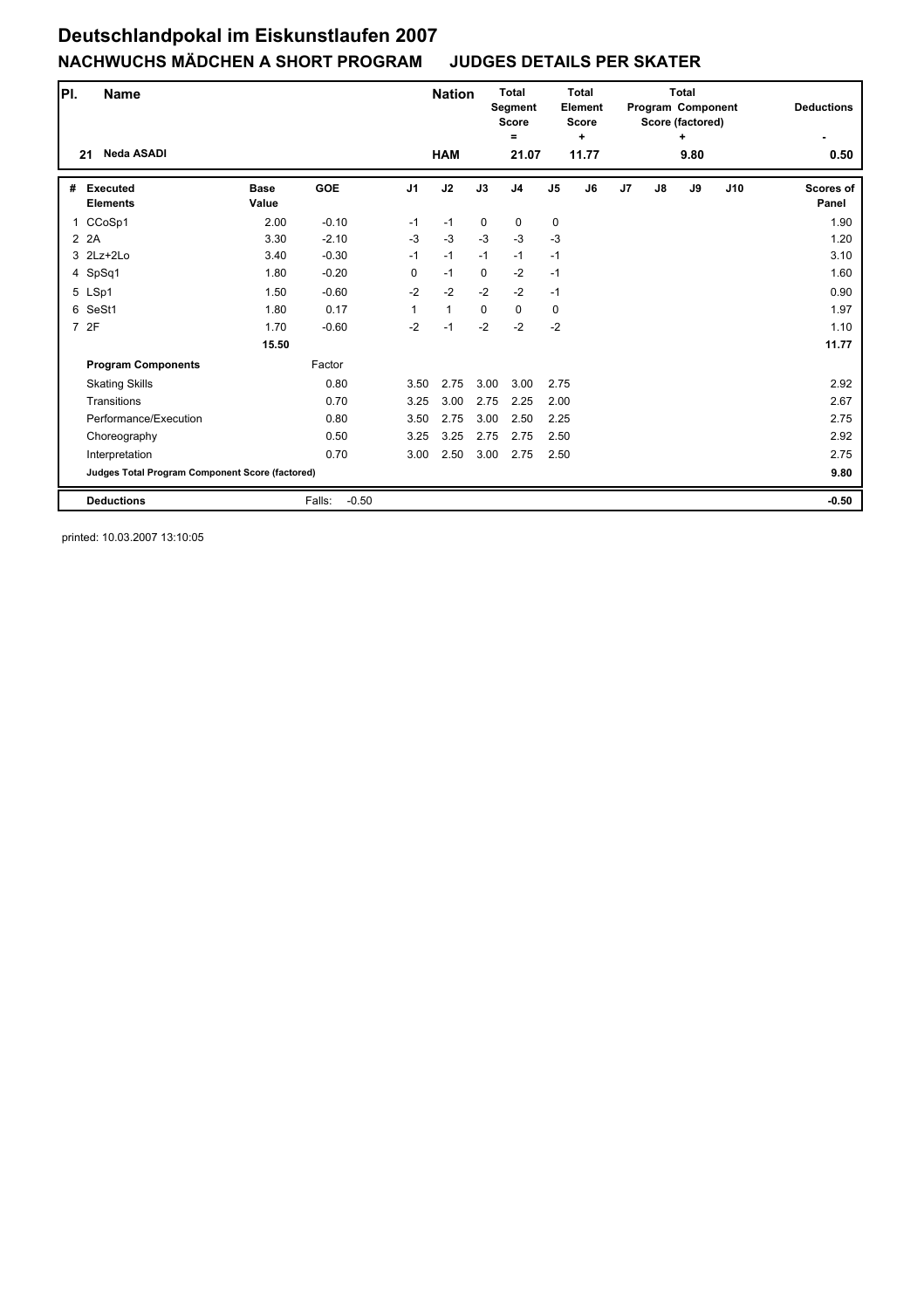# Deutschlandpokal im Eiskunstlaufen 2007

## NACHWUCHS MÄDCHEN A SHORT PROGRAM JUDGES DETAILS PER SKATER

| Pl. | Name | Nation | Total Segment Score = | Total Element Score + | Total Program Component Score (factored) + | Deductions - |
|---|---|---|---|---|---|---|
| 21 | Neda ASADI | HAM | 21.07 | 11.77 | 9.80 | 0.50 |

| # | Executed Elements | Base Value | GOE | J1 | J2 | J3 | J4 | J5 | J6 | J7 | J8 | J9 | J10 | Scores of Panel |
|---|---|---|---|---|---|---|---|---|---|---|---|---|---|---|
| 1 | CCoSp1 | 2.00 | -0.10 | -1 | -1 | 0 | 0 | 0 | | | | | | 1.90 |
| 2 | 2A | 3.30 | -2.10 | -3 | -3 | -3 | -3 | -3 | | | | | | 1.20 |
| 3 | 2Lz+2Lo | 3.40 | -0.30 | -1 | -1 | -1 | -1 | -1 | | | | | | 3.10 |
| 4 | SpSq1 | 1.80 | -0.20 | 0 | -1 | 0 | -2 | -1 | | | | | | 1.60 |
| 5 | LSp1 | 1.50 | -0.60 | -2 | -2 | -2 | -2 | -1 | | | | | | 0.90 |
| 6 | SeSt1 | 1.80 | 0.17 | 1 | 1 | 0 | 0 | 0 | | | | | | 1.97 |
| 7 | 2F | 1.70 | -0.60 | -2 | -1 | -2 | -2 | -2 | | | | | | 1.10 |
| | | 15.50 | | | | | | | | | | | | 11.77 |
| | **Program Components** | | Factor | | | | | | | | | | | |
| | Skating Skills | | 0.80 | 3.50 | 2.75 | 3.00 | 3.00 | 2.75 | | | | | | 2.92 |
| | Transitions | | 0.70 | 3.25 | 3.00 | 2.75 | 2.25 | 2.00 | | | | | | 2.67 |
| | Performance/Execution | | 0.80 | 3.50 | 2.75 | 3.00 | 2.50 | 2.25 | | | | | | 2.75 |
| | Choreography | | 0.50 | 3.25 | 3.25 | 2.75 | 2.75 | 2.50 | | | | | | 2.92 |
| | Interpretation | | 0.70 | 3.00 | 2.50 | 3.00 | 2.75 | 2.50 | | | | | | 2.75 |
| | **Judges Total Program Component Score (factored)** | | | | | | | | | | | | | 9.80 |
| | **Deductions** | | Falls: -0.50 | | | | | | | | | | | -0.50 |

printed: 10.03.2007 13:10:05